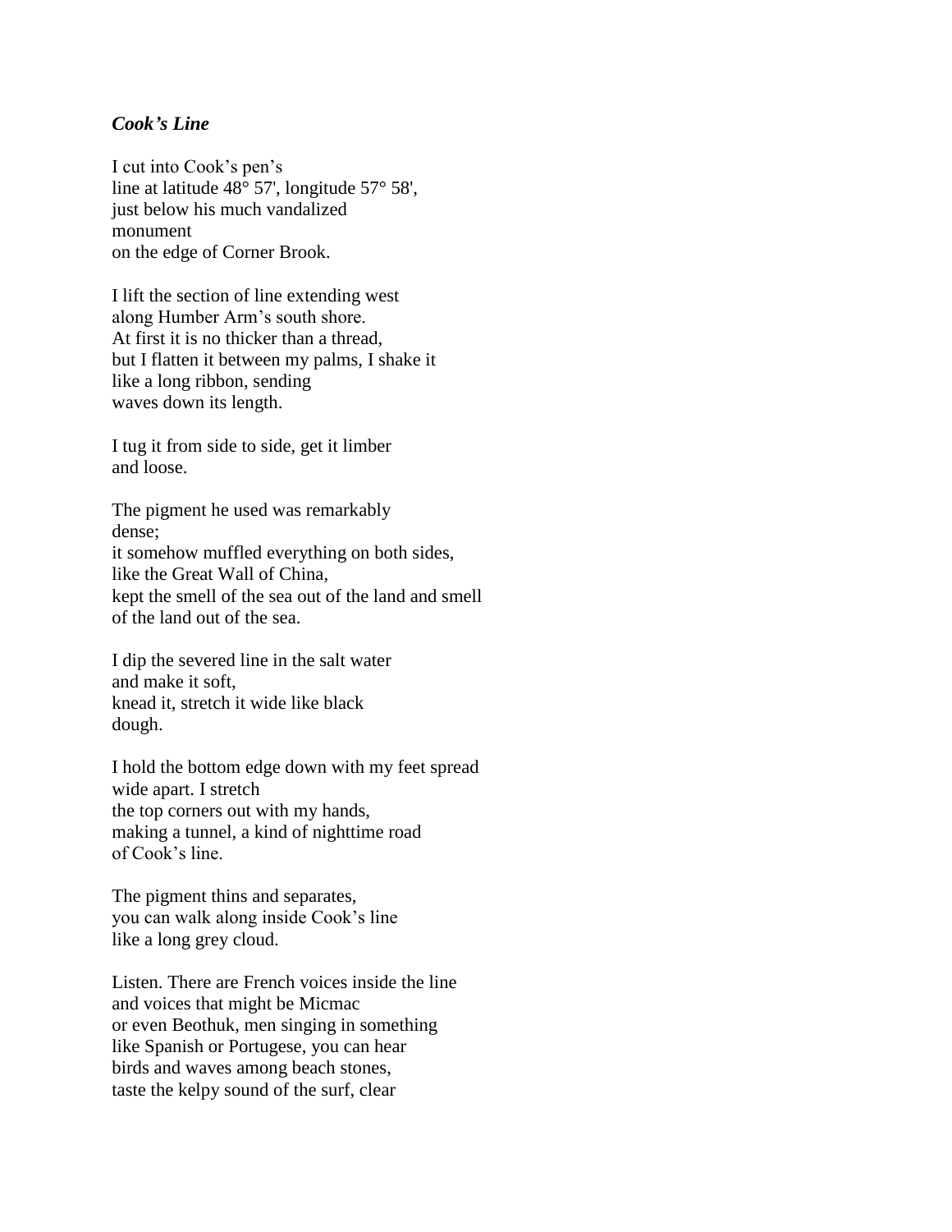***Cook's Line***

I cut into Cook's pen's  
line at latitude 48° 57', longitude 57° 58',  
just below his much vandalized  
monument  
on the edge of Corner Brook.

I lift the section of line extending west  
along Humber Arm's south shore.  
At first it is no thicker than a thread,  
but I flatten it between my palms, I shake it  
like a long ribbon, sending  
waves down its length.

I tug it from side to side, get it limber  
and loose.

The pigment he used was remarkably  
dense;  
it somehow muffled everything on both sides,  
like the Great Wall of China,  
kept the smell of the sea out of the land and smell  
of the land out of the sea.

I dip the severed line in the salt water  
and make it soft,  
knead it, stretch it wide like black  
dough.

I hold the bottom edge down with my feet spread  
wide apart. I stretch  
the top corners out with my hands,  
making a tunnel, a kind of nighttime road  
of Cook's line.

The pigment thins and separates,  
you can walk along inside Cook's line  
like a long grey cloud.

Listen. There are French voices inside the line  
and voices that might be Micmac  
or even Beothuk, men singing in something  
like Spanish or Portugese, you can hear  
birds and waves among beach stones,  
taste the kelpy sound of the surf, clear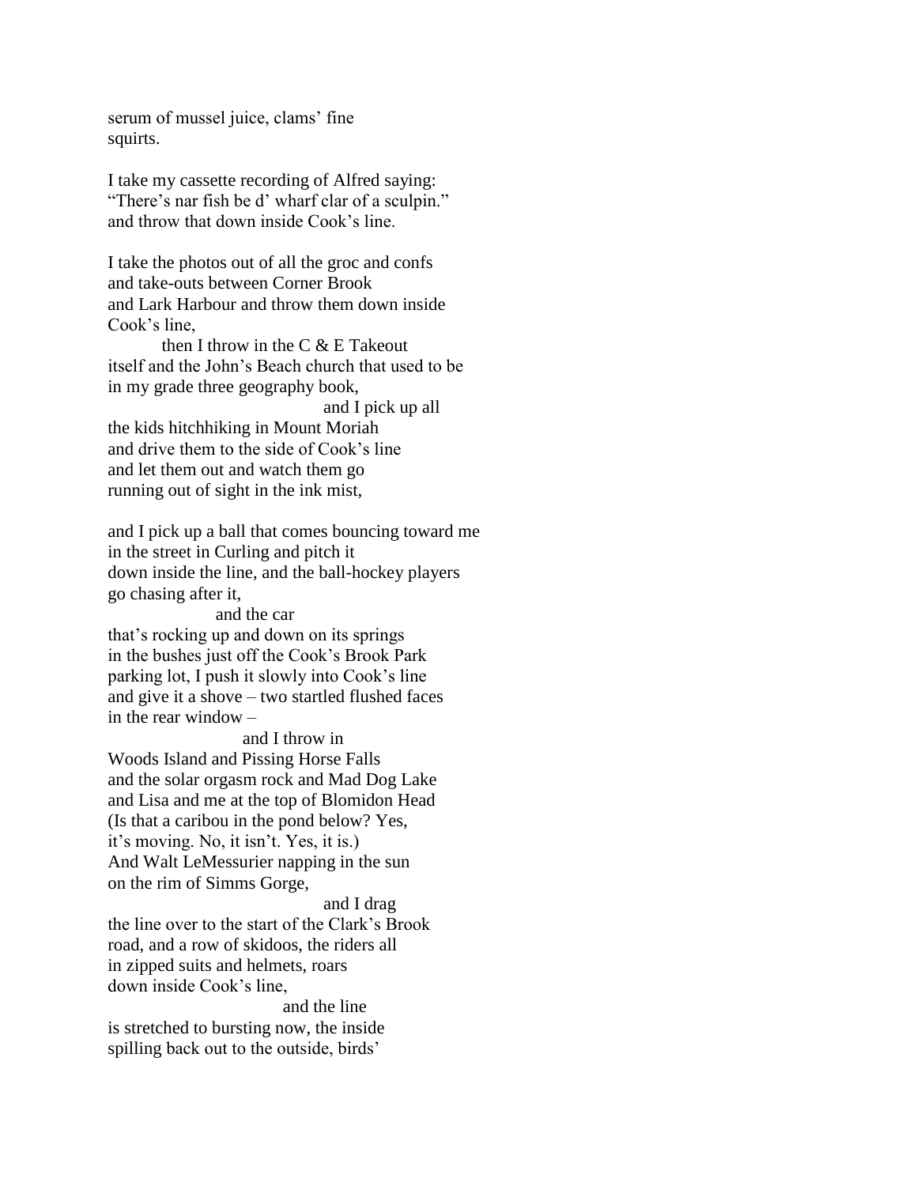serum of mussel juice, clams' fine
squirts.

I take my cassette recording of Alfred saying:
"There's nar fish be d' wharf clar of a sculpin."
and throw that down inside Cook's line.

I take the photos out of all the groc and confs
and take-outs between Corner Brook
and Lark Harbour and throw them down inside
Cook's line,

          then I throw in the C & E Takeout
itself and the John's Beach church that used to be
in my grade three geography book,

                                        and I pick up all
the kids hitchhiking in Mount Moriah
and drive them to the side of Cook's line
and let them out and watch them go
running out of sight in the ink mist,

and I pick up a ball that comes bouncing toward me
in the street in Curling and pitch it
down inside the line, and the ball-hockey players
go chasing after it,

                    and the car
that's rocking up and down on its springs
in the bushes just off the Cook's Brook Park
parking lot, I push it slowly into Cook's line
and give it a shove – two startled flushed faces
in the rear window –

                         and I throw in
Woods Island and Pissing Horse Falls
and the solar orgasm rock and Mad Dog Lake
and Lisa and me at the top of Blomidon Head
(Is that a caribou in the pond below? Yes,
it's moving. No, it isn't. Yes, it is.)
And Walt LeMessurier napping in the sun
on the rim of Simms Gorge,

                                        and I drag
the line over to the start of the Clark's Brook
road, and a row of skidoos, the riders all
in zipped suits and helmets, roars
down inside Cook's line,

                                   and the line
is stretched to bursting now, the inside
spilling back out to the outside, birds'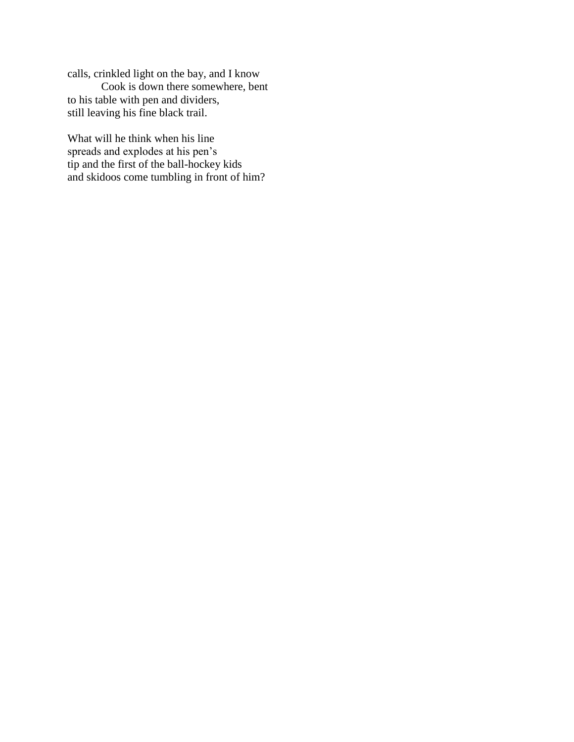calls, crinkled light on the bay, and I know  
&nbsp;&nbsp;&nbsp;&nbsp;&nbsp;&nbsp;&nbsp;&nbsp;Cook is down there somewhere, bent  
to his table with pen and dividers,  
still leaving his fine black trail.

What will he think when his line  
spreads and explodes at his pen’s  
tip and the first of the ball-hockey kids  
and skidoos come tumbling in front of him?